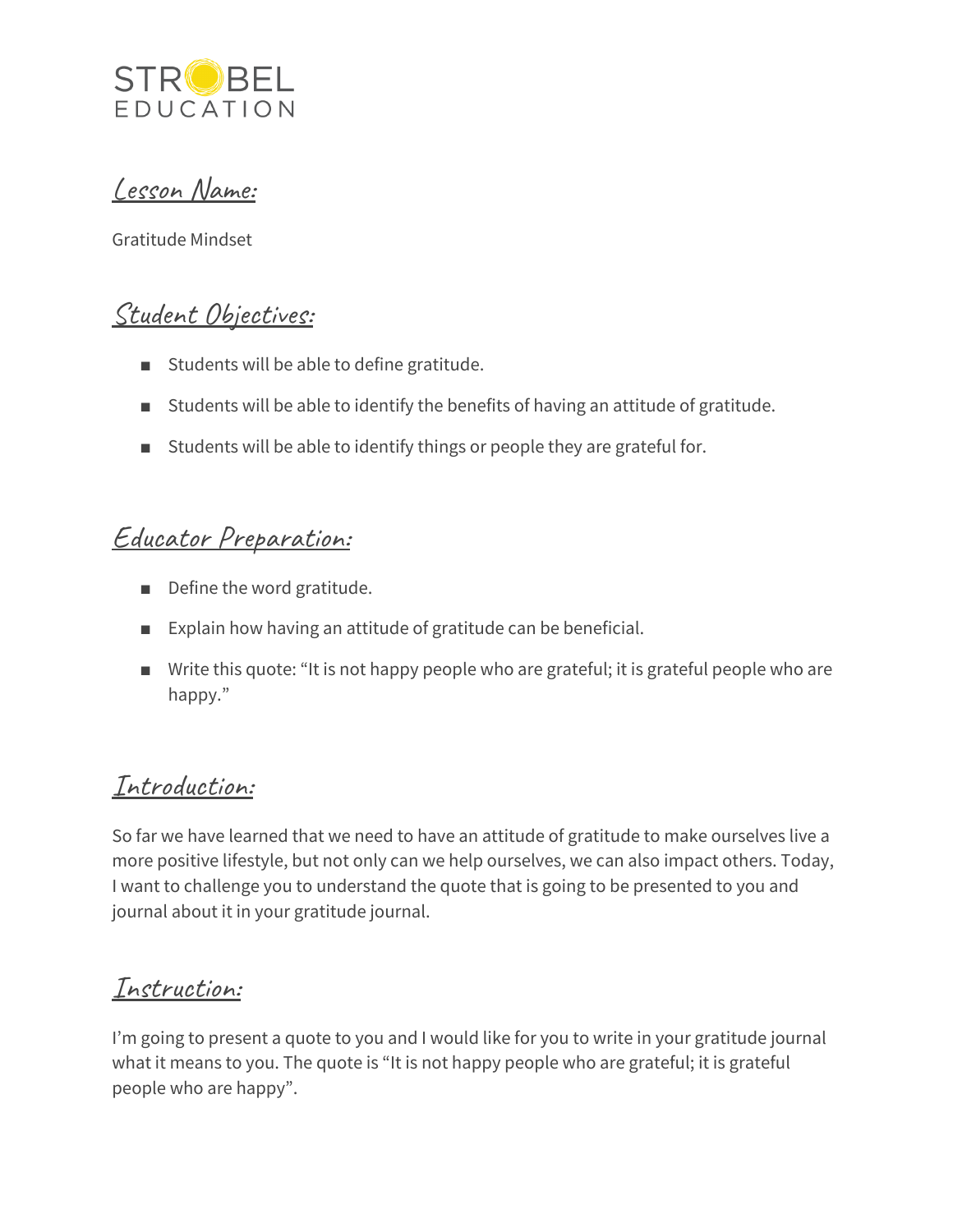STROBEL
EDUCATION

## Lesson Name:

Gratitude Mindset

## Student Objectives:

- Students will be able to define gratitude.
- Students will be able to identify the benefits of having an attitude of gratitude.
- Students will be able to identify things or people they are grateful for.

## Educator Preparation:

- Define the word gratitude.
- Explain how having an attitude of gratitude can be beneficial.
- Write this quote: "It is not happy people who are grateful; it is grateful people who are happy."

## Introduction:

So far we have learned that we need to have an attitude of gratitude to make ourselves live a more positive lifestyle, but not only can we help ourselves, we can also impact others. Today, I want to challenge you to understand the quote that is going to be presented to you and journal about it in your gratitude journal.

## Instruction:

I'm going to present a quote to you and I would like for you to write in your gratitude journal what it means to you. The quote is "It is not happy people who are grateful; it is grateful people who are happy".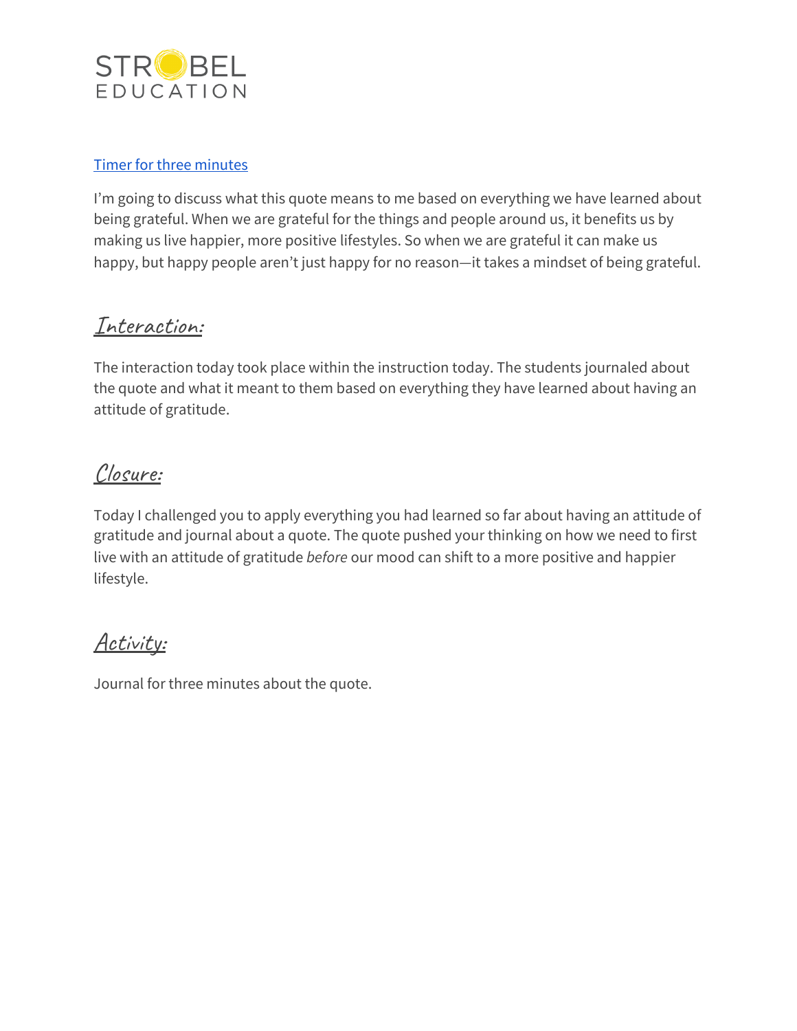STROBEL EDUCATION

[Timer for three minutes]

I'm going to discuss what this quote means to me based on everything we have learned about being grateful. When we are grateful for the things and people around us, it benefits us by making us live happier, more positive lifestyles. So when we are grateful it can make us happy, but happy people aren't just happy for no reason—it takes a mindset of being grateful.

## Interaction:

The interaction today took place within the instruction today. The students journaled about the quote and what it meant to them based on everything they have learned about having an attitude of gratitude.

## Closure:

Today I challenged you to apply everything you had learned so far about having an attitude of gratitude and journal about a quote. The quote pushed your thinking on how we need to first live with an attitude of gratitude *before* our mood can shift to a more positive and happier lifestyle.

## Activity:

Journal for three minutes about the quote.